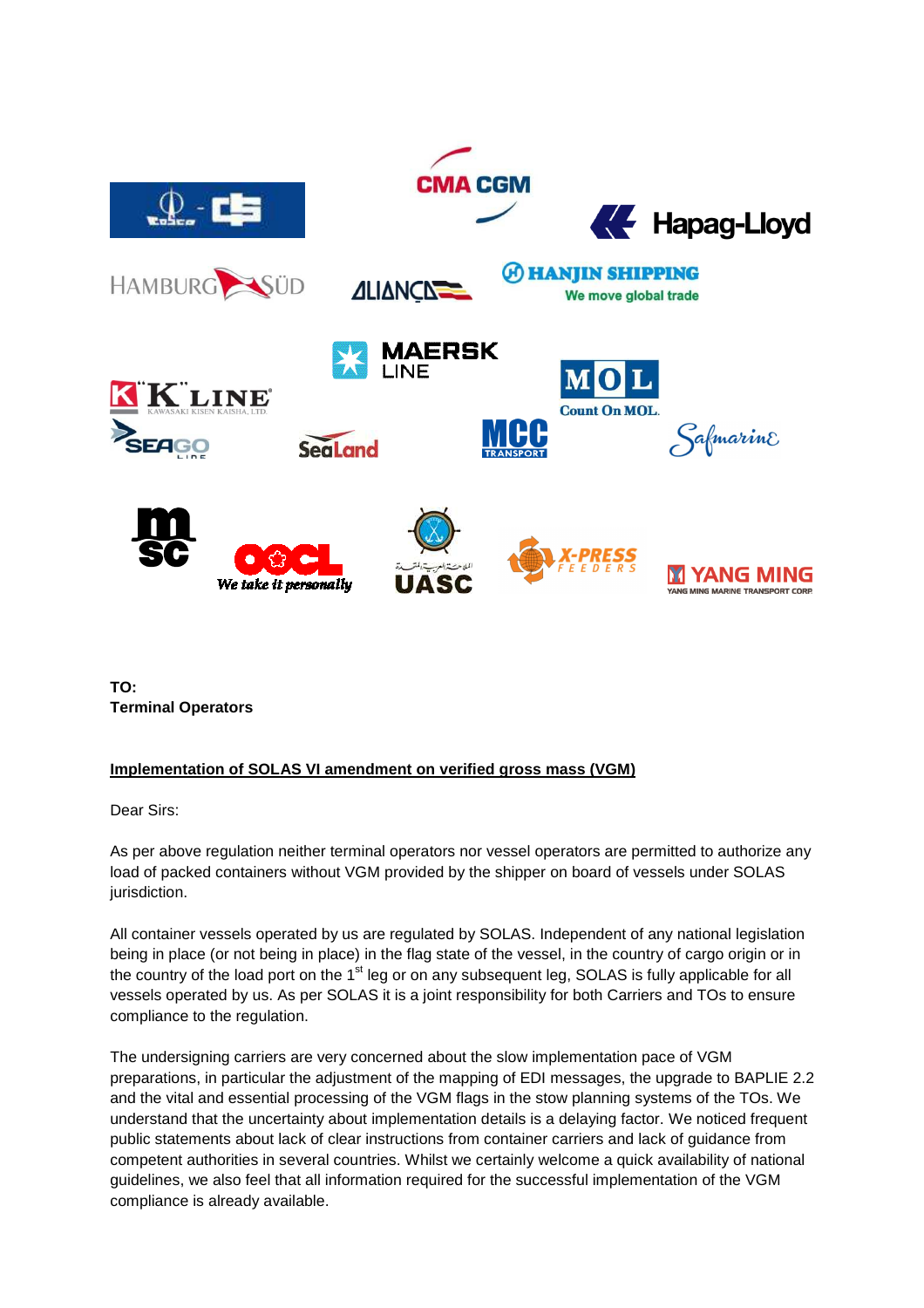**TO:**
**Terminal Operators**

**Implementation of SOLAS VI amendment on verified gross mass (VGM)**

Dear Sirs:

As per above regulation neither terminal operators nor vessel operators are permitted to authorize any load of packed containers without VGM provided by the shipper on board of vessels under SOLAS jurisdiction.

All container vessels operated by us are regulated by SOLAS. Independent of any national legislation being in place (or not being in place) in the flag state of the vessel, in the country of cargo origin or in the country of the load port on the 1st leg or on any subsequent leg, SOLAS is fully applicable for all vessels operated by us. As per SOLAS it is a joint responsibility for both Carriers and TOs to ensure compliance to the regulation.

The undersigning carriers are very concerned about the slow implementation pace of VGM preparations, in particular the adjustment of the mapping of EDI messages, the upgrade to BAPLIE 2.2 and the vital and essential processing of the VGM flags in the stow planning systems of the TOs. We understand that the uncertainty about implementation details is a delaying factor. We noticed frequent public statements about lack of clear instructions from container carriers and lack of guidance from competent authorities in several countries. Whilst we certainly welcome a quick availability of national guidelines, we also feel that all information required for the successful implementation of the VGM compliance is already available.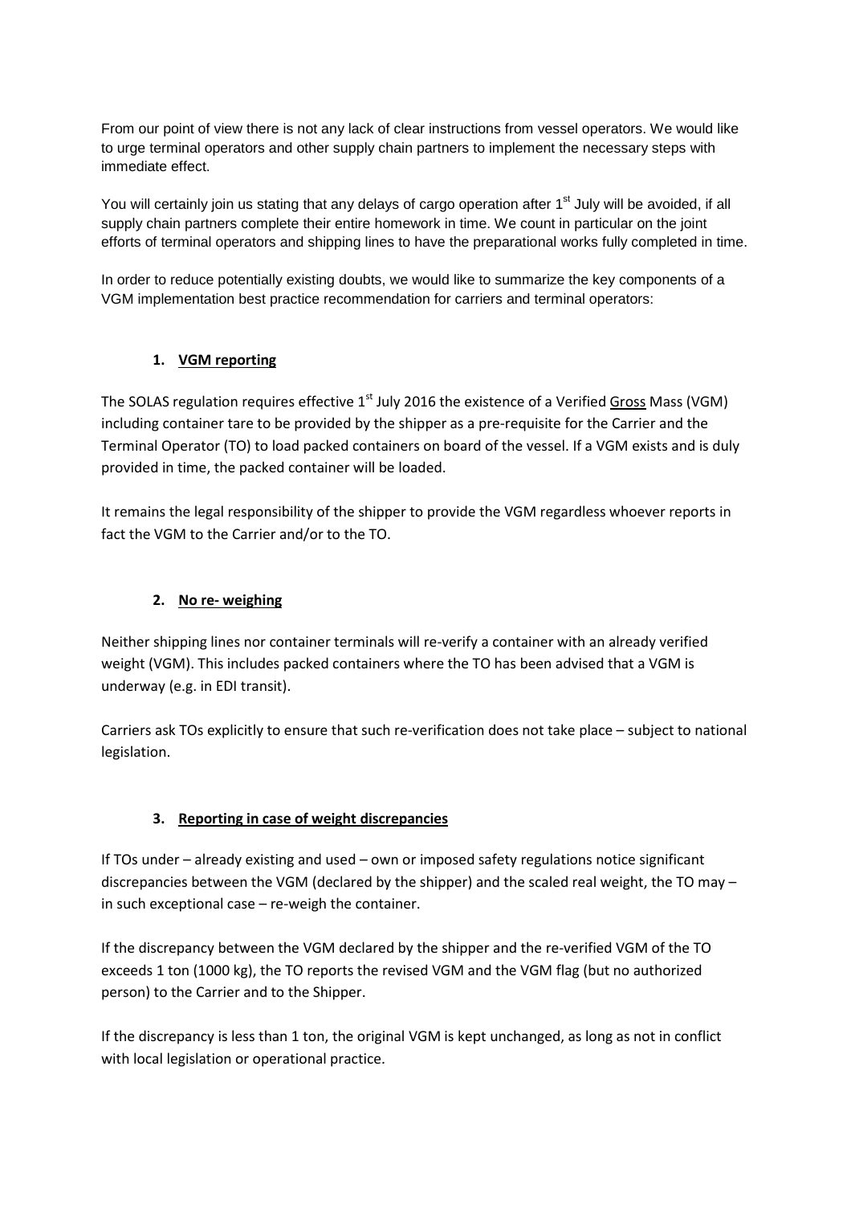From our point of view there is not any lack of clear instructions from vessel operators. We would like to urge terminal operators and other supply chain partners to implement the necessary steps with immediate effect.

You will certainly join us stating that any delays of cargo operation after 1st July will be avoided, if all supply chain partners complete their entire homework in time. We count in particular on the joint efforts of terminal operators and shipping lines to have the preparational works fully completed in time.

In order to reduce potentially existing doubts, we would like to summarize the key components of a VGM implementation best practice recommendation for carriers and terminal operators:

1. **VGM reporting**

The SOLAS regulation requires effective 1st July 2016 the existence of a Verified Gross Mass (VGM) including container tare to be provided by the shipper as a pre-requisite for the Carrier and the Terminal Operator (TO) to load packed containers on board of the vessel. If a VGM exists and is duly provided in time, the packed container will be loaded.

It remains the legal responsibility of the shipper to provide the VGM regardless whoever reports in fact the VGM to the Carrier and/or to the TO.

2. **No re- weighing**

Neither shipping lines nor container terminals will re-verify a container with an already verified weight (VGM). This includes packed containers where the TO has been advised that a VGM is underway (e.g. in EDI transit).

Carriers ask TOs explicitly to ensure that such re-verification does not take place – subject to national legislation.

3. **Reporting in case of weight discrepancies**

If TOs under – already existing and used – own or imposed safety regulations notice significant discrepancies between the VGM (declared by the shipper) and the scaled real weight, the TO may – in such exceptional case – re-weigh the container.

If the discrepancy between the VGM declared by the shipper and the re-verified VGM of the TO exceeds 1 ton (1000 kg), the TO reports the revised VGM and the VGM flag (but no authorized person) to the Carrier and to the Shipper.

If the discrepancy is less than 1 ton, the original VGM is kept unchanged, as long as not in conflict with local legislation or operational practice.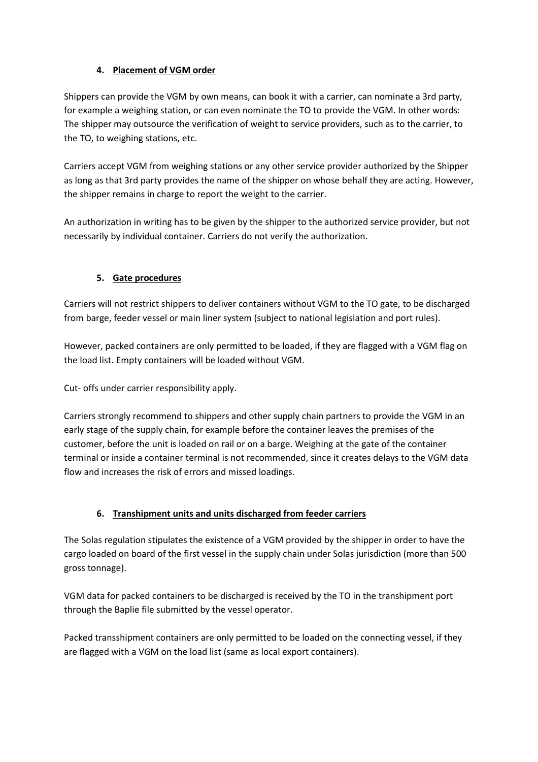## 4. Placement of VGM order

Shippers can provide the VGM by own means, can book it with a carrier, can nominate a 3rd party, for example a weighing station, or can even nominate the TO to provide the VGM. In other words: The shipper may outsource the verification of weight to service providers, such as to the carrier, to the TO, to weighing stations, etc.

Carriers accept VGM from weighing stations or any other service provider authorized by the Shipper as long as that 3rd party provides the name of the shipper on whose behalf they are acting. However, the shipper remains in charge to report the weight to the carrier.

An authorization in writing has to be given by the shipper to the authorized service provider, but not necessarily by individual container. Carriers do not verify the authorization.

## 5. Gate procedures

Carriers will not restrict shippers to deliver containers without VGM to the TO gate, to be discharged from barge, feeder vessel or main liner system (subject to national legislation and port rules).

However, packed containers are only permitted to be loaded, if they are flagged with a VGM flag on the load list. Empty containers will be loaded without VGM.

Cut- offs under carrier responsibility apply.

Carriers strongly recommend to shippers and other supply chain partners to provide the VGM in an early stage of the supply chain, for example before the container leaves the premises of the customer, before the unit is loaded on rail or on a barge. Weighing at the gate of the container terminal or inside a container terminal is not recommended, since it creates delays to the VGM data flow and increases the risk of errors and missed loadings.

## 6. Transhipment units and units discharged from feeder carriers

The Solas regulation stipulates the existence of a VGM provided by the shipper in order to have the cargo loaded on board of the first vessel in the supply chain under Solas jurisdiction (more than 500 gross tonnage).

VGM data for packed containers to be discharged is received by the TO in the transhipment port through the Baplie file submitted by the vessel operator.

Packed transshipment containers are only permitted to be loaded on the connecting vessel, if they are flagged with a VGM on the load list (same as local export containers).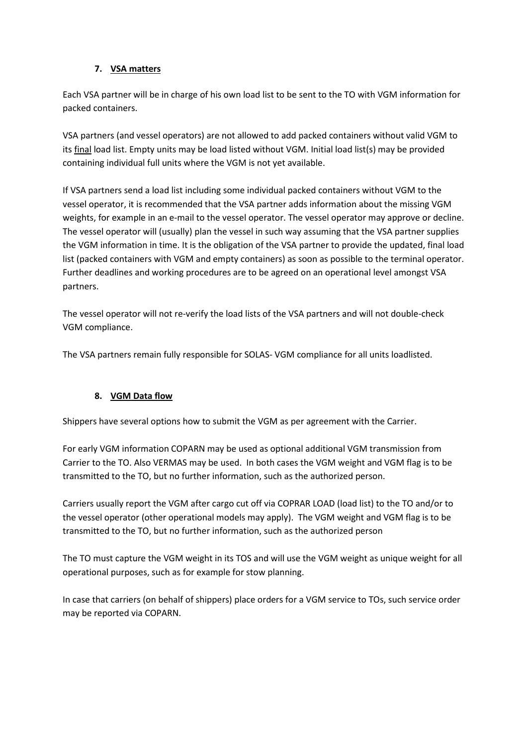## 7. VSA matters

Each VSA partner will be in charge of his own load list to be sent to the TO with VGM information for packed containers.

VSA partners (and vessel operators) are not allowed to add packed containers without valid VGM to its final load list. Empty units may be load listed without VGM. Initial load list(s) may be provided containing individual full units where the VGM is not yet available.

If VSA partners send a load list including some individual packed containers without VGM to the vessel operator, it is recommended that the VSA partner adds information about the missing VGM weights, for example in an e-mail to the vessel operator. The vessel operator may approve or decline. The vessel operator will (usually) plan the vessel in such way assuming that the VSA partner supplies the VGM information in time. It is the obligation of the VSA partner to provide the updated, final load list (packed containers with VGM and empty containers) as soon as possible to the terminal operator. Further deadlines and working procedures are to be agreed on an operational level amongst VSA partners.

The vessel operator will not re-verify the load lists of the VSA partners and will not double-check VGM compliance.

The VSA partners remain fully responsible for SOLAS- VGM compliance for all units loadlisted.

## 8. VGM Data flow

Shippers have several options how to submit the VGM as per agreement with the Carrier.

For early VGM information COPARN may be used as optional additional VGM transmission from Carrier to the TO. Also VERMAS may be used. In both cases the VGM weight and VGM flag is to be transmitted to the TO, but no further information, such as the authorized person.

Carriers usually report the VGM after cargo cut off via COPRAR LOAD (load list) to the TO and/or to the vessel operator (other operational models may apply). The VGM weight and VGM flag is to be transmitted to the TO, but no further information, such as the authorized person

The TO must capture the VGM weight in its TOS and will use the VGM weight as unique weight for all operational purposes, such as for example for stow planning.

In case that carriers (on behalf of shippers) place orders for a VGM service to TOs, such service order may be reported via COPARN.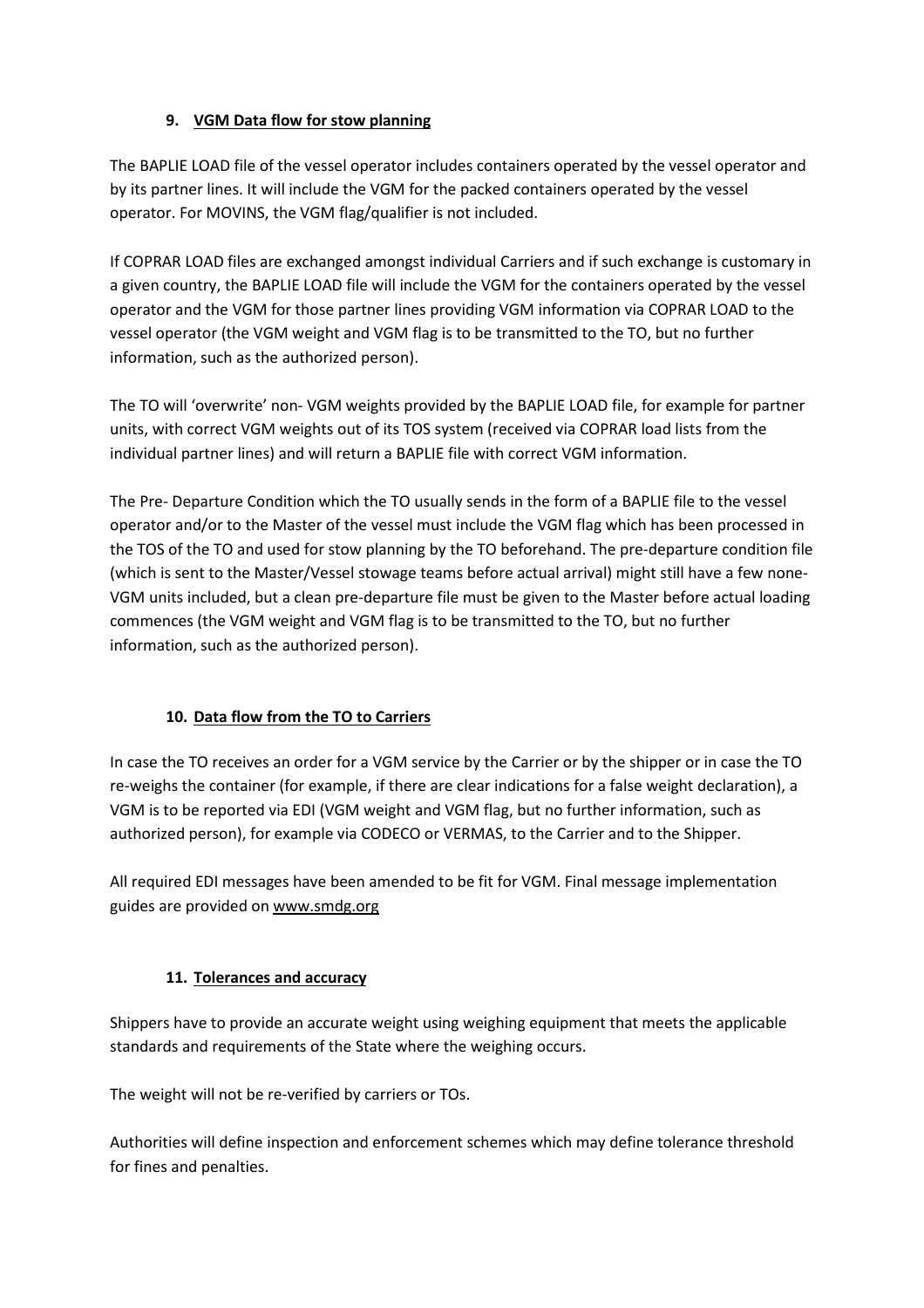## 9. VGM Data flow for stow planning

The BAPLIE LOAD file of the vessel operator includes containers operated by the vessel operator and by its partner lines. It will include the VGM for the packed containers operated by the vessel operator. For MOVINS, the VGM flag/qualifier is not included.

If COPRAR LOAD files are exchanged amongst individual Carriers and if such exchange is customary in a given country, the BAPLIE LOAD file will include the VGM for the containers operated by the vessel operator and the VGM for those partner lines providing VGM information via COPRAR LOAD to the vessel operator (the VGM weight and VGM flag is to be transmitted to the TO, but no further information, such as the authorized person).

The TO will 'overwrite' non- VGM weights provided by the BAPLIE LOAD file, for example for partner units, with correct VGM weights out of its TOS system (received via COPRAR load lists from the individual partner lines) and will return a BAPLIE file with correct VGM information.

The Pre- Departure Condition which the TO usually sends in the form of a BAPLIE file to the vessel operator and/or to the Master of the vessel must include the VGM flag which has been processed in the TOS of the TO and used for stow planning by the TO beforehand. The pre-departure condition file (which is sent to the Master/Vessel stowage teams before actual arrival) might still have a few none-VGM units included, but a clean pre-departure file must be given to the Master before actual loading commences (the VGM weight and VGM flag is to be transmitted to the TO, but no further information, such as the authorized person).

## 10. Data flow from the TO to Carriers

In case the TO receives an order for a VGM service by the Carrier or by the shipper or in case the TO re-weighs the container (for example, if there are clear indications for a false weight declaration), a VGM is to be reported via EDI (VGM weight and VGM flag, but no further information, such as authorized person), for example via CODECO or VERMAS, to the Carrier and to the Shipper.

All required EDI messages have been amended to be fit for VGM. Final message implementation guides are provided on www.smdg.org

## 11. Tolerances and accuracy

Shippers have to provide an accurate weight using weighing equipment that meets the applicable standards and requirements of the State where the weighing occurs.

The weight will not be re-verified by carriers or TOs.

Authorities will define inspection and enforcement schemes which may define tolerance threshold for fines and penalties.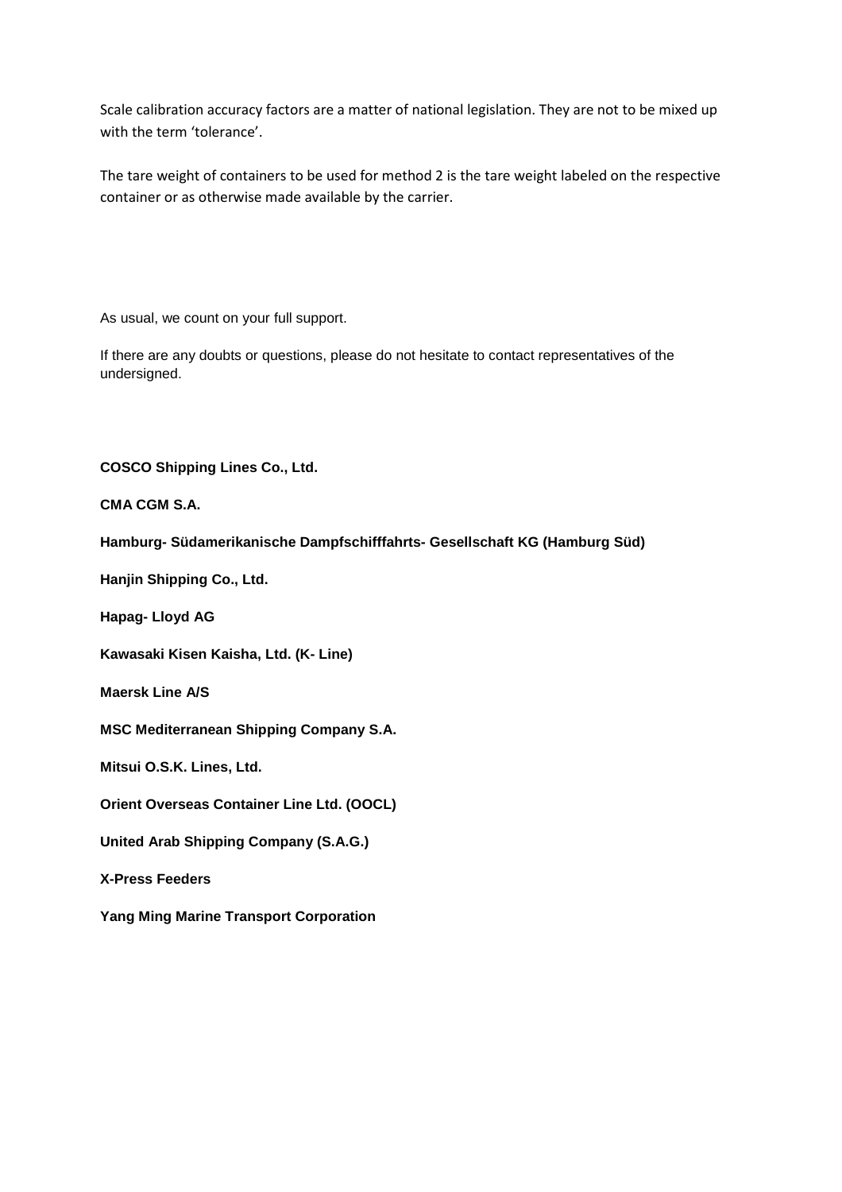Scale calibration accuracy factors are a matter of national legislation. They are not to be mixed up with the term ‘tolerance’.

The tare weight of containers to be used for method 2 is the tare weight labeled on the respective container or as otherwise made available by the carrier.

As usual, we count on your full support.

If there are any doubts or questions, please do not hesitate to contact representatives of the undersigned.

**COSCO Shipping Lines Co., Ltd.**

**CMA CGM S.A.**

**Hamburg- Südamerikanische Dampfschifffahrts- Gesellschaft KG (Hamburg Süd)**

**Hanjin Shipping Co., Ltd.**

**Hapag- Lloyd AG**

**Kawasaki Kisen Kaisha, Ltd. (K- Line)**

**Maersk Line A/S**

**MSC Mediterranean Shipping Company S.A.**

**Mitsui O.S.K. Lines, Ltd.**

**Orient Overseas Container Line Ltd. (OOCL)**

**United Arab Shipping Company (S.A.G.)**

**X-Press Feeders**

**Yang Ming Marine Transport Corporation**